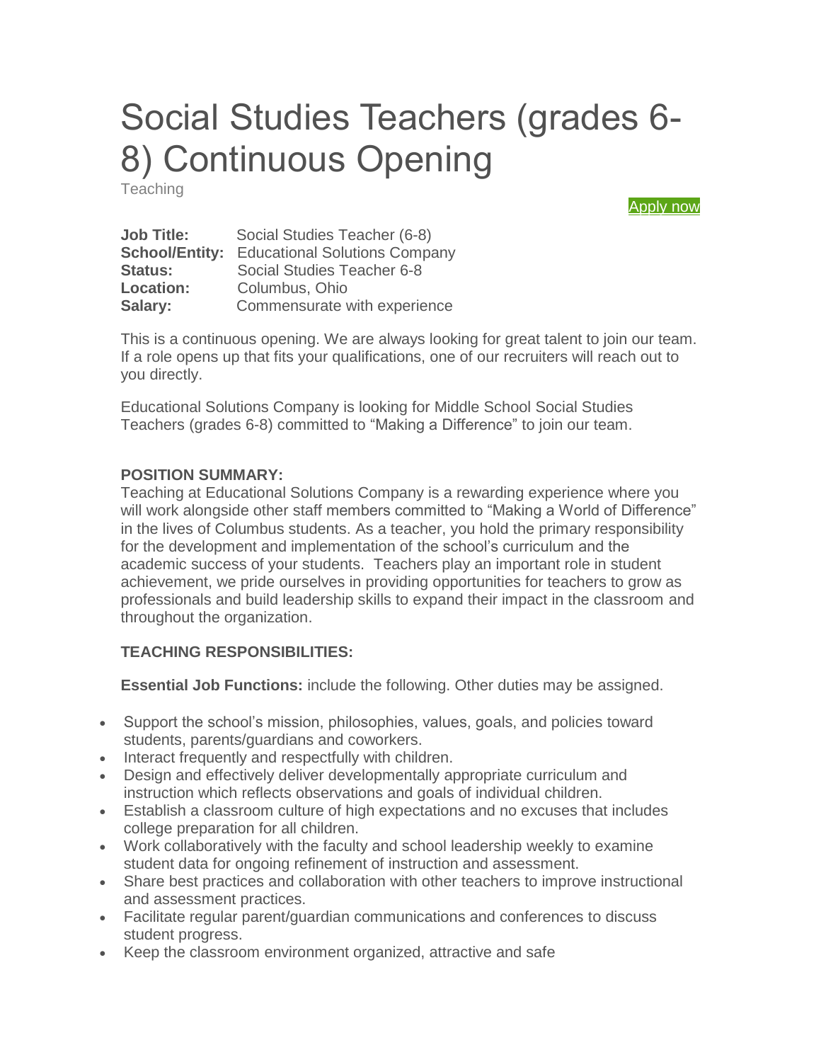# Social Studies Teachers (grades 6-8) Continuous Opening

Teaching

[Apply now]

| | |
|---|---|
| **Job Title:** | Social Studies Teacher (6-8) |
| **School/Entity:** | Educational Solutions Company |
| **Status:** | Social Studies Teacher 6-8 |
| **Location:** | Columbus, Ohio |
| **Salary:** | Commensurate with experience |

This is a continuous opening. We are always looking for great talent to join our team. If a role opens up that fits your qualifications, one of our recruiters will reach out to you directly.

Educational Solutions Company is looking for Middle School Social Studies Teachers (grades 6-8) committed to "Making a Difference" to join our team.

**POSITION SUMMARY:**

Teaching at Educational Solutions Company is a rewarding experience where you will work alongside other staff members committed to "Making a World of Difference" in the lives of Columbus students. As a teacher, you hold the primary responsibility for the development and implementation of the school's curriculum and the academic success of your students. Teachers play an important role in student achievement, we pride ourselves in providing opportunities for teachers to grow as professionals and build leadership skills to expand their impact in the classroom and throughout the organization.

**TEACHING RESPONSIBILITIES:**

**Essential Job Functions:** include the following. Other duties may be assigned.

- Support the school's mission, philosophies, values, goals, and policies toward students, parents/guardians and coworkers.
- Interact frequently and respectfully with children.
- Design and effectively deliver developmentally appropriate curriculum and instruction which reflects observations and goals of individual children.
- Establish a classroom culture of high expectations and no excuses that includes college preparation for all children.
- Work collaboratively with the faculty and school leadership weekly to examine student data for ongoing refinement of instruction and assessment.
- Share best practices and collaboration with other teachers to improve instructional and assessment practices.
- Facilitate regular parent/guardian communications and conferences to discuss student progress.
- Keep the classroom environment organized, attractive and safe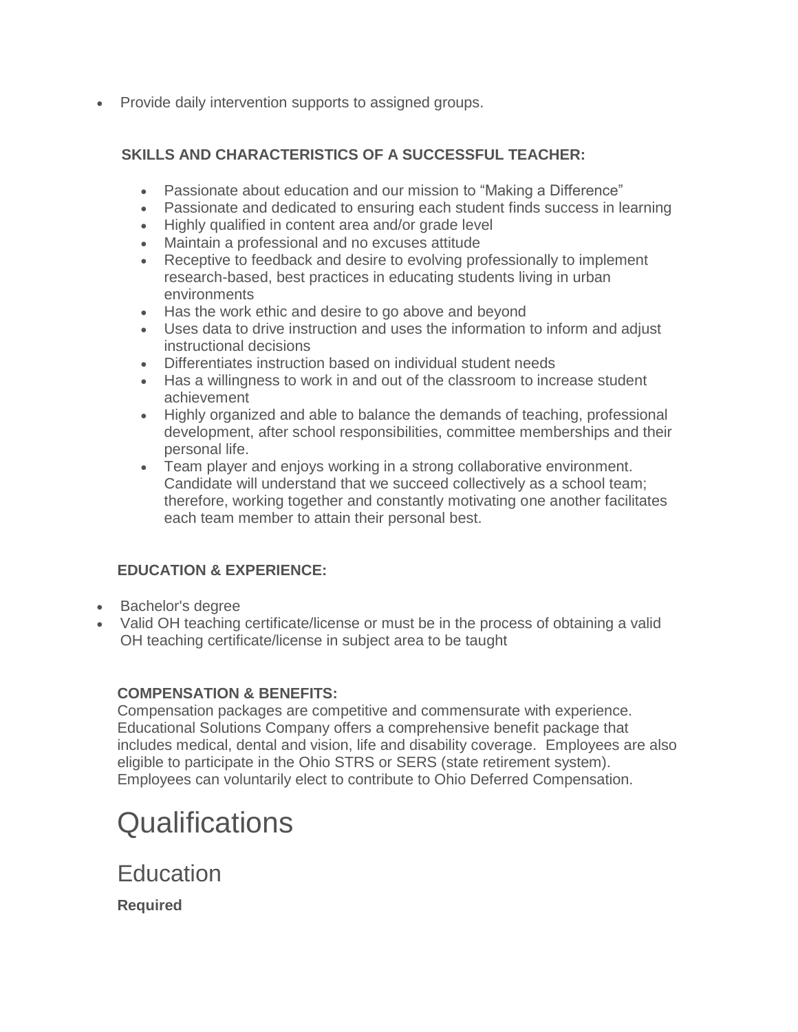- Provide daily intervention supports to assigned groups.

**SKILLS AND CHARACTERISTICS OF A SUCCESSFUL TEACHER:**

- Passionate about education and our mission to "Making a Difference"
- Passionate and dedicated to ensuring each student finds success in learning
- Highly qualified in content area and/or grade level
- Maintain a professional and no excuses attitude
- Receptive to feedback and desire to evolving professionally to implement research-based, best practices in educating students living in urban environments
- Has the work ethic and desire to go above and beyond
- Uses data to drive instruction and uses the information to inform and adjust instructional decisions
- Differentiates instruction based on individual student needs
- Has a willingness to work in and out of the classroom to increase student achievement
- Highly organized and able to balance the demands of teaching, professional development, after school responsibilities, committee memberships and their personal life.
- Team player and enjoys working in a strong collaborative environment. Candidate will understand that we succeed collectively as a school team; therefore, working together and constantly motivating one another facilitates each team member to attain their personal best.

**EDUCATION & EXPERIENCE:**

- Bachelor's degree
- Valid OH teaching certificate/license or must be in the process of obtaining a valid OH teaching certificate/license in subject area to be taught

**COMPENSATION & BENEFITS:**
Compensation packages are competitive and commensurate with experience. Educational Solutions Company offers a comprehensive benefit package that includes medical, dental and vision, life and disability coverage. Employees are also eligible to participate in the Ohio STRS or SERS (state retirement system). Employees can voluntarily elect to contribute to Ohio Deferred Compensation.

# Qualifications

## Education

**Required**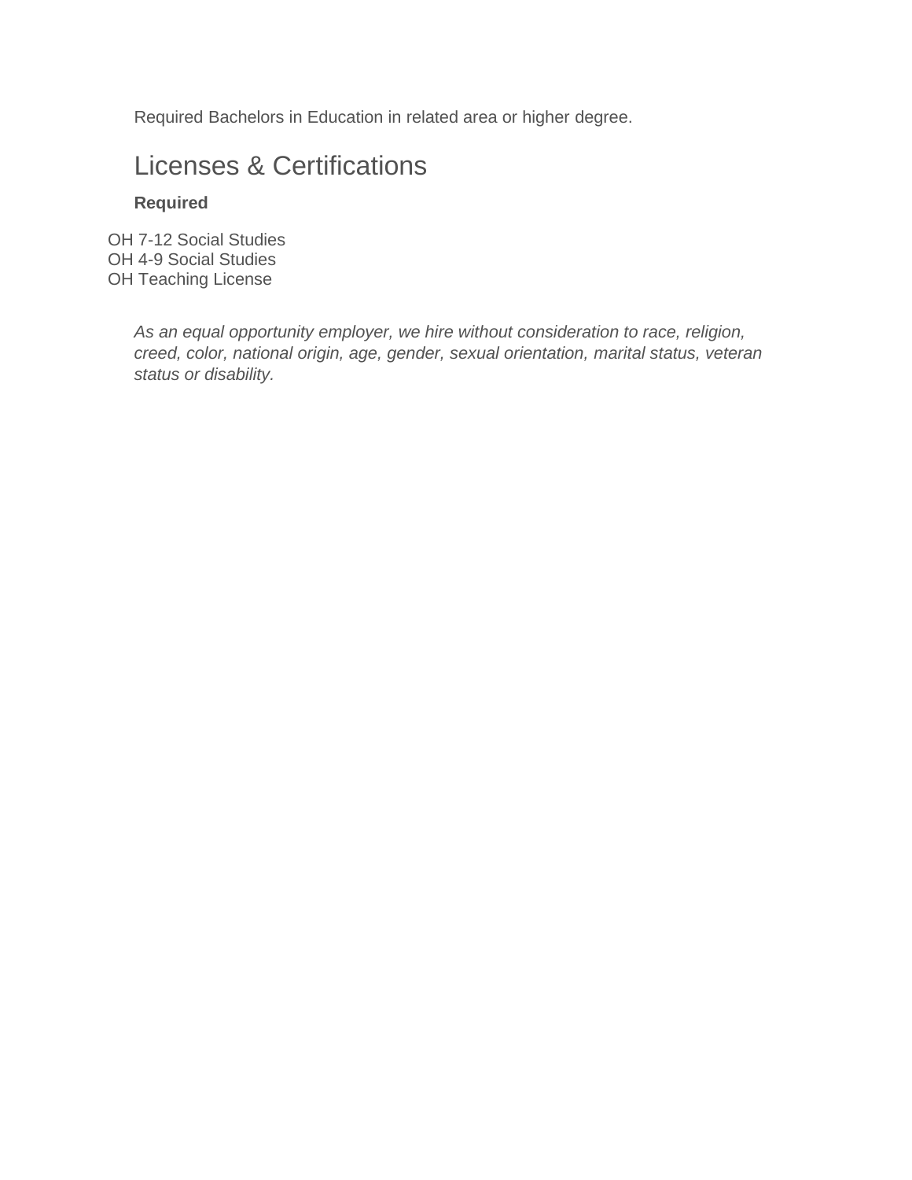Required Bachelors in Education in related area or higher degree.

## Licenses & Certifications

**Required**

OH 7-12 Social Studies
OH 4-9 Social Studies
OH Teaching License

*As an equal opportunity employer, we hire without consideration to race, religion, creed, color, national origin, age, gender, sexual orientation, marital status, veteran status or disability.*